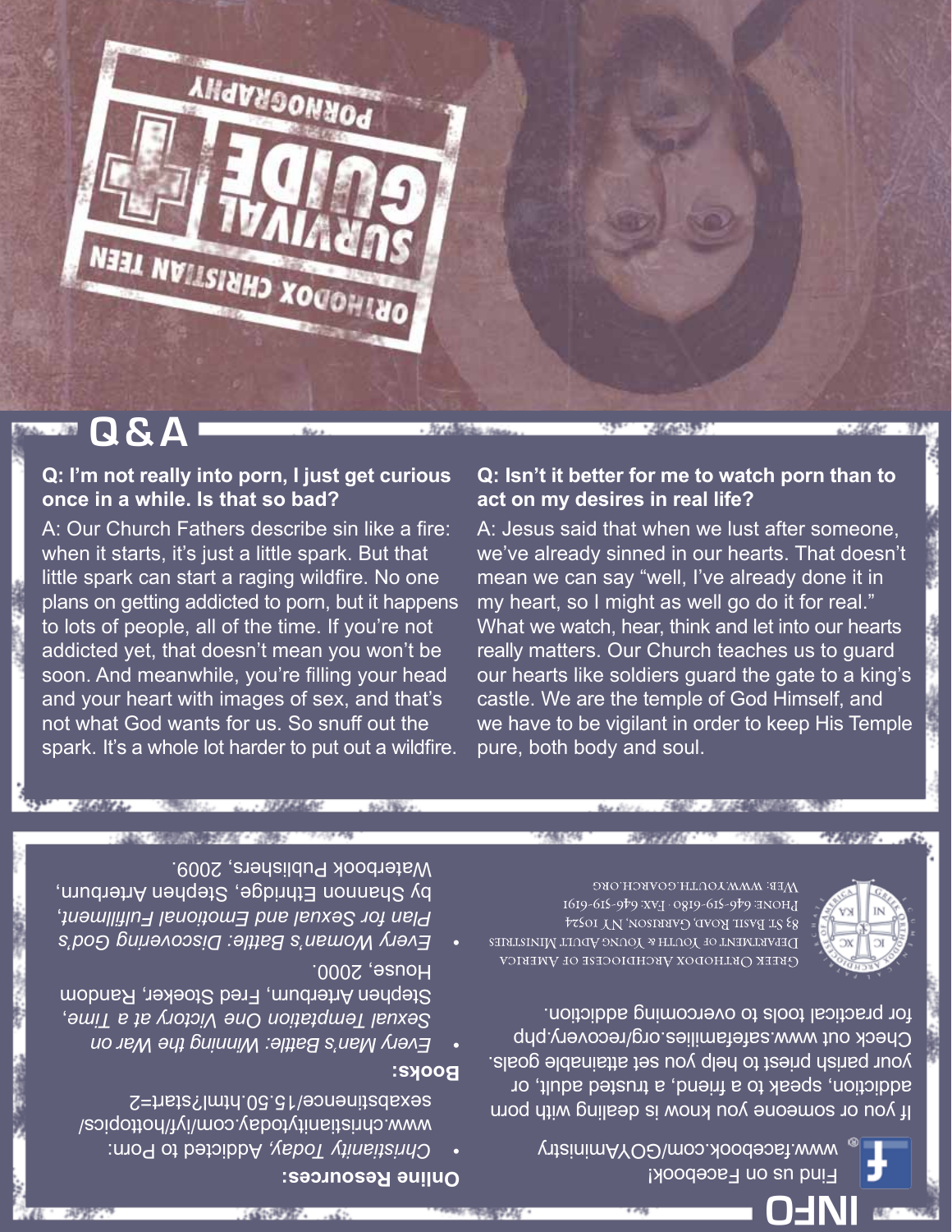# ORTHODOX CHRISTIAN TEEN SURVIVAL GUIDE

## PORNOGRAPHY

## Q&A

**Q: I'm not really into porn, I just get curious once in a while. Is that so bad?**

A: Our Church Fathers describe sin like a fire: when it starts, it's just a little spark. But that little spark can start a raging wildfire. No one plans on getting addicted to porn, but it happens to lots of people, all of the time. If you're not addicted yet, that doesn't mean you won't be soon. And meanwhile, you're filling your head and your heart with images of sex, and that's not what God wants for us. So snuff out the spark. It's a whole lot harder to put out a wildfire.

**Q: Isn't it better for me to watch porn than to act on my desires in real life?**

A: Jesus said that when we lust after someone, we've already sinned in our hearts. That doesn't mean we can say "well, I've already done it in my heart, so I might as well go do it for real." What we watch, hear, think and let into our hearts really matters. Our Church teaches us to guard our hearts like soldiers guard the gate to a king's castle. We are the temple of God Himself, and we have to be vigilant in order to keep His Temple pure, both body and soul.

## INFO

Find us on Facebook!
www.facebook.com/GOYAministry

If you or someone you know is dealing with porn addiction, speak to a friend, a trusted adult, or your parish priest to help you set attainable goals. Check out www.safefamilies.org/recovery.php for practical tools to overcoming addiction.

Greek Orthodox Archdiocese of America
Department of Youth & Young Adult Ministries
83 St. Basil Road, Garrison, NY 10524
Phone: 646-519-6180 · Fax: 646-519-6191
Web: www.youth.goarch.org

**Online Resources:**

- *Christianity Today*, Addicted to Porn: www.christianitytoday.com/iyf/hottopics/sexabstinence/15.50.html?start=2

**Books:**

- *Every Man's Battle: Winning the War on Sexual Temptation One Victory at a Time*, Stephen Arterburn, Fred Stoeker, Random House, 2000.
- *Every Woman's Battle: Discovering God's Plan for Sexual and Emotional Fulfillment*, by Shannon Ethridge, Stephen Arterburn, Waterbook Publishers, 2009.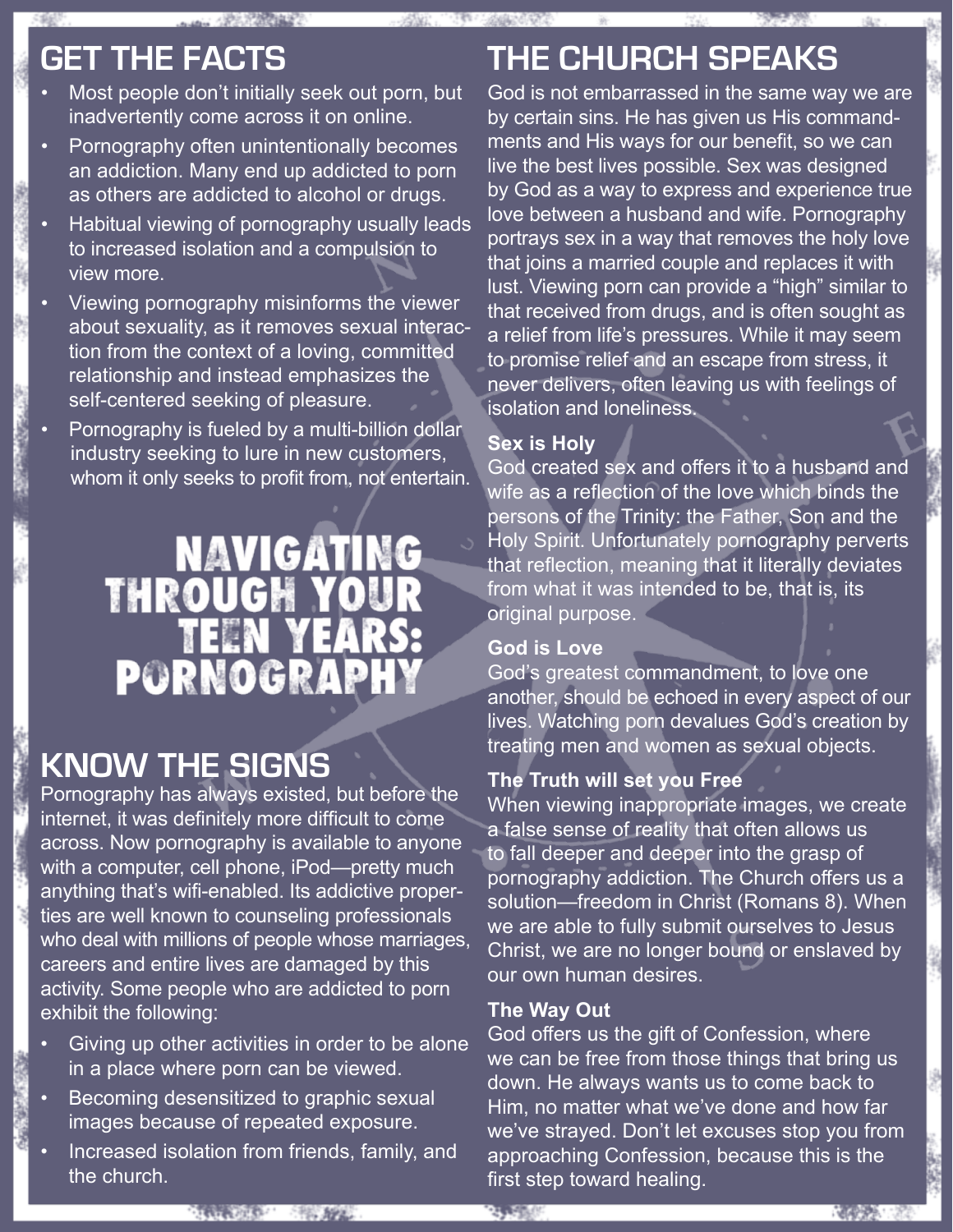## GET THE FACTS

- Most people don't initially seek out porn, but inadvertently come across it on online.
- Pornography often unintentionally becomes an addiction. Many end up addicted to porn as others are addicted to alcohol or drugs.
- Habitual viewing of pornography usually leads to increased isolation and a compulsion to view more.
- Viewing pornography misinforms the viewer about sexuality, as it removes sexual interaction from the context of a loving, committed relationship and instead emphasizes the self-centered seeking of pleasure.
- Pornography is fueled by a multi-billion dollar industry seeking to lure in new customers, whom it only seeks to profit from, not entertain.

# NAVIGATING THROUGH YOUR TEEN YEARS: PORNOGRAPHY

## KNOW THE SIGNS

Pornography has always existed, but before the internet, it was definitely more difficult to come across. Now pornography is available to anyone with a computer, cell phone, iPod—pretty much anything that's wifi-enabled. Its addictive properties are well known to counseling professionals who deal with millions of people whose marriages, careers and entire lives are damaged by this activity. Some people who are addicted to porn exhibit the following:

- Giving up other activities in order to be alone in a place where porn can be viewed.
- Becoming desensitized to graphic sexual images because of repeated exposure.
- Increased isolation from friends, family, and the church.

## THE CHURCH SPEAKS

God is not embarrassed in the same way we are by certain sins. He has given us His commandments and His ways for our benefit, so we can live the best lives possible. Sex was designed by God as a way to express and experience true love between a husband and wife. Pornography portrays sex in a way that removes the holy love that joins a married couple and replaces it with lust. Viewing porn can provide a "high" similar to that received from drugs, and is often sought as a relief from life's pressures. While it may seem to promise relief and an escape from stress, it never delivers, often leaving us with feelings of isolation and loneliness.

### Sex is Holy

God created sex and offers it to a husband and wife as a reflection of the love which binds the persons of the Trinity: the Father, Son and the Holy Spirit. Unfortunately pornography perverts that reflection, meaning that it literally deviates from what it was intended to be, that is, its original purpose.

### God is Love

God's greatest commandment, to love one another, should be echoed in every aspect of our lives. Watching porn devalues God's creation by treating men and women as sexual objects.

### The Truth will set you Free

When viewing inappropriate images, we create a false sense of reality that often allows us to fall deeper and deeper into the grasp of pornography addiction. The Church offers us a solution—freedom in Christ (Romans 8). When we are able to fully submit ourselves to Jesus Christ, we are no longer bound or enslaved by our own human desires.

### The Way Out

God offers us the gift of Confession, where we can be free from those things that bring us down. He always wants us to come back to Him, no matter what we've done and how far we've strayed. Don't let excuses stop you from approaching Confession, because this is the first step toward healing.